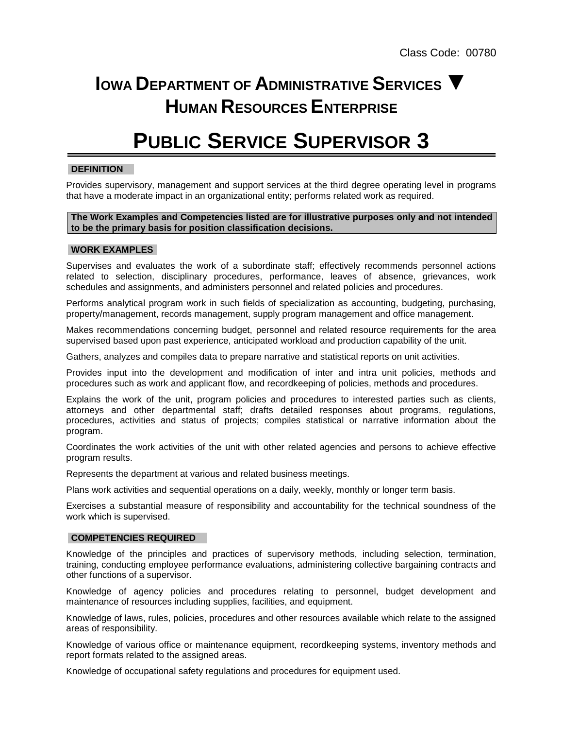Class Code: 00780

# IOWA DEPARTMENT OF ADMINISTRATIVE SERVICES ▼ HUMAN RESOURCES ENTERPRISE

# PUBLIC SERVICE SUPERVISOR 3

## DEFINITION

Provides supervisory, management and support services at the third degree operating level in programs that have a moderate impact in an organizational entity; performs related work as required.

**The Work Examples and Competencies listed are for illustrative purposes only and not intended to be the primary basis for position classification decisions.**

## WORK EXAMPLES

Supervises and evaluates the work of a subordinate staff; effectively recommends personnel actions related to selection, disciplinary procedures, performance, leaves of absence, grievances, work schedules and assignments, and administers personnel and related policies and procedures.

Performs analytical program work in such fields of specialization as accounting, budgeting, purchasing, property/management, records management, supply program management and office management.

Makes recommendations concerning budget, personnel and related resource requirements for the area supervised based upon past experience, anticipated workload and production capability of the unit.

Gathers, analyzes and compiles data to prepare narrative and statistical reports on unit activities.

Provides input into the development and modification of inter and intra unit policies, methods and procedures such as work and applicant flow, and recordkeeping of policies, methods and procedures.

Explains the work of the unit, program policies and procedures to interested parties such as clients, attorneys and other departmental staff; drafts detailed responses about programs, regulations, procedures, activities and status of projects; compiles statistical or narrative information about the program.

Coordinates the work activities of the unit with other related agencies and persons to achieve effective program results.

Represents the department at various and related business meetings.

Plans work activities and sequential operations on a daily, weekly, monthly or longer term basis.

Exercises a substantial measure of responsibility and accountability for the technical soundness of the work which is supervised.

## COMPETENCIES REQUIRED

Knowledge of the principles and practices of supervisory methods, including selection, termination, training, conducting employee performance evaluations, administering collective bargaining contracts and other functions of a supervisor.

Knowledge of agency policies and procedures relating to personnel, budget development and maintenance of resources including supplies, facilities, and equipment.

Knowledge of laws, rules, policies, procedures and other resources available which relate to the assigned areas of responsibility.

Knowledge of various office or maintenance equipment, recordkeeping systems, inventory methods and report formats related to the assigned areas.

Knowledge of occupational safety regulations and procedures for equipment used.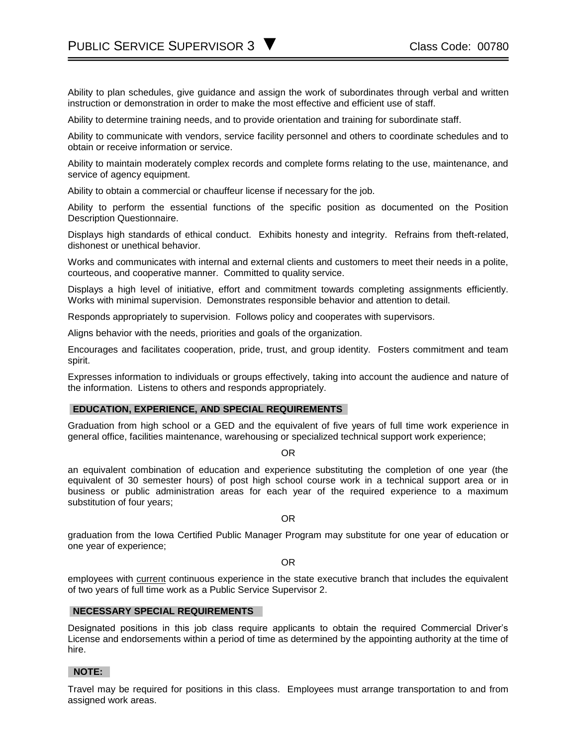Ability to plan schedules, give guidance and assign the work of subordinates through verbal and written instruction or demonstration in order to make the most effective and efficient use of staff.

Ability to determine training needs, and to provide orientation and training for subordinate staff.

Ability to communicate with vendors, service facility personnel and others to coordinate schedules and to obtain or receive information or service.

Ability to maintain moderately complex records and complete forms relating to the use, maintenance, and service of agency equipment.

Ability to obtain a commercial or chauffeur license if necessary for the job.

Ability to perform the essential functions of the specific position as documented on the Position Description Questionnaire.

Displays high standards of ethical conduct. Exhibits honesty and integrity. Refrains from theft-related, dishonest or unethical behavior.

Works and communicates with internal and external clients and customers to meet their needs in a polite, courteous, and cooperative manner. Committed to quality service.

Displays a high level of initiative, effort and commitment towards completing assignments efficiently. Works with minimal supervision. Demonstrates responsible behavior and attention to detail.

Responds appropriately to supervision. Follows policy and cooperates with supervisors.

Aligns behavior with the needs, priorities and goals of the organization.

Encourages and facilitates cooperation, pride, trust, and group identity. Fosters commitment and team spirit.

Expresses information to individuals or groups effectively, taking into account the audience and nature of the information. Listens to others and responds appropriately.

## EDUCATION, EXPERIENCE, AND SPECIAL REQUIREMENTS

Graduation from high school or a GED and the equivalent of five years of full time work experience in general office, facilities maintenance, warehousing or specialized technical support work experience;

OR

an equivalent combination of education and experience substituting the completion of one year (the equivalent of 30 semester hours) of post high school course work in a technical support area or in business or public administration areas for each year of the required experience to a maximum substitution of four years;

OR

graduation from the Iowa Certified Public Manager Program may substitute for one year of education or one year of experience;

OR

employees with current continuous experience in the state executive branch that includes the equivalent of two years of full time work as a Public Service Supervisor 2.

## NECESSARY SPECIAL REQUIREMENTS

Designated positions in this job class require applicants to obtain the required Commercial Driver's License and endorsements within a period of time as determined by the appointing authority at the time of hire.

## NOTE:

Travel may be required for positions in this class. Employees must arrange transportation to and from assigned work areas.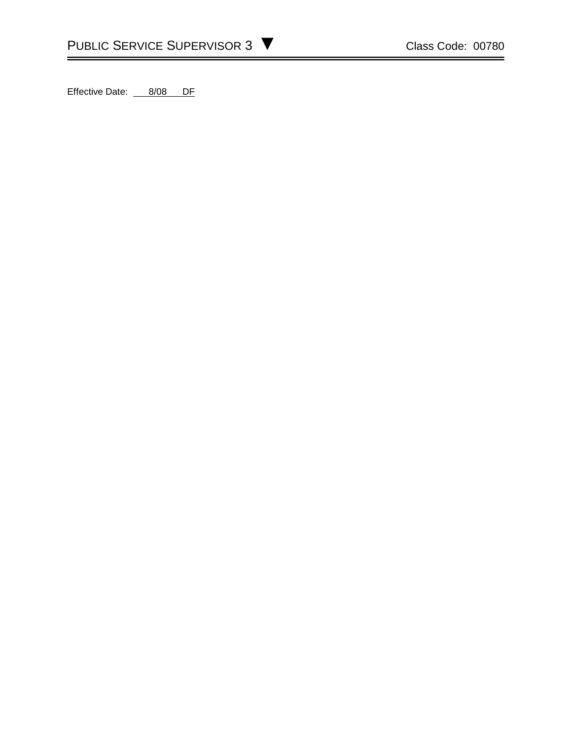# PUBLIC SERVICE SUPERVISOR 3 ▼ Class Code: 00780

Effective Date: 8/08 DF